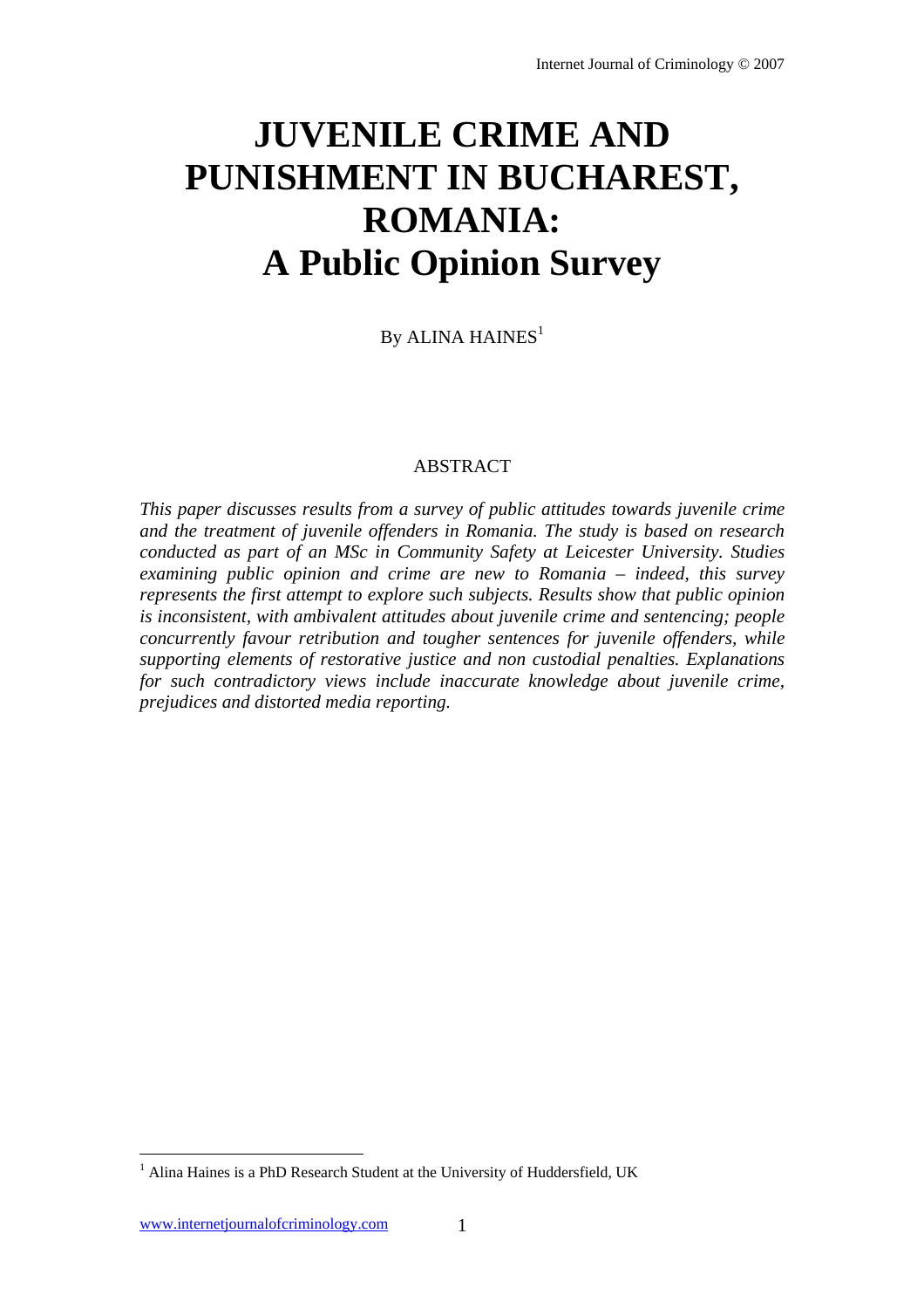# JUVENILE CRIME AND PUNISHMENT IN BUCHAREST, ROMANIA: A Public Opinion Survey

By ALINA HAINES[1]

ABSTRACT

*This paper discusses results from a survey of public attitudes towards juvenile crime and the treatment of juvenile offenders in Romania. The study is based on research conducted as part of an MSc in Community Safety at Leicester University. Studies examining public opinion and crime are new to Romania – indeed, this survey represents the first attempt to explore such subjects. Results show that public opinion is inconsistent, with ambivalent attitudes about juvenile crime and sentencing; people concurrently favour retribution and tougher sentences for juvenile offenders, while supporting elements of restorative justice and non custodial penalties. Explanations for such contradictory views include inaccurate knowledge about juvenile crime, prejudices and distorted media reporting.*

[1] Alina Haines is a PhD Research Student at the University of Huddersfield, UK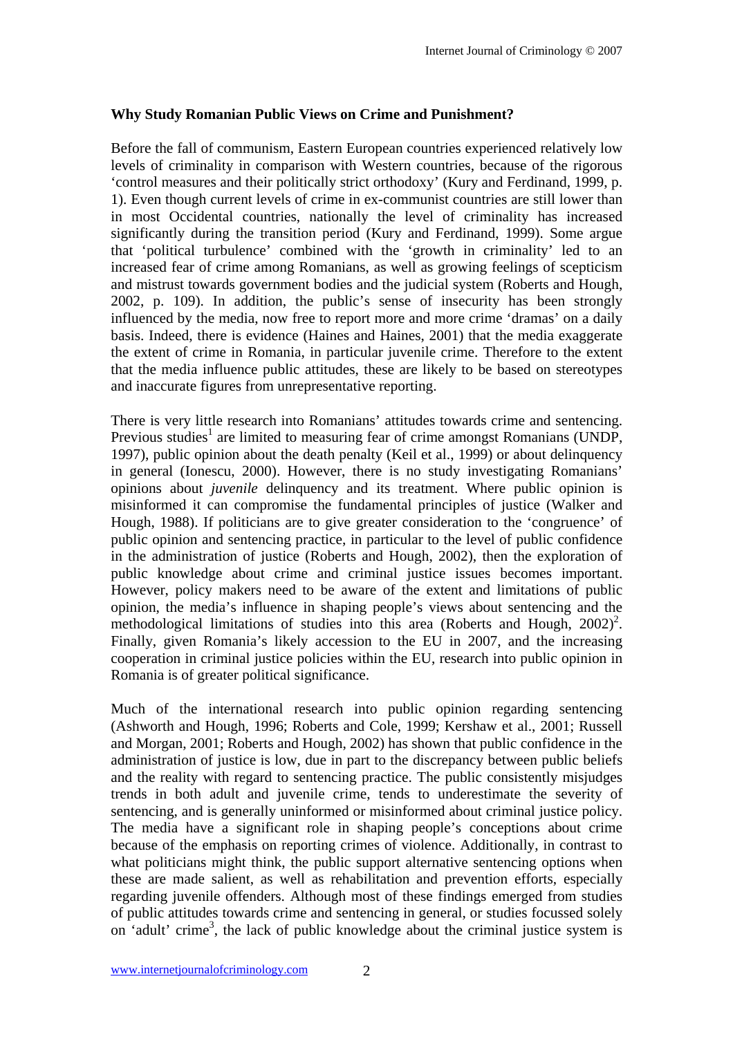**Why Study Romanian Public Views on Crime and Punishment?**

Before the fall of communism, Eastern European countries experienced relatively low levels of criminality in comparison with Western countries, because of the rigorous 'control measures and their politically strict orthodoxy' (Kury and Ferdinand, 1999, p. 1). Even though current levels of crime in ex-communist countries are still lower than in most Occidental countries, nationally the level of criminality has increased significantly during the transition period (Kury and Ferdinand, 1999). Some argue that 'political turbulence' combined with the 'growth in criminality' led to an increased fear of crime among Romanians, as well as growing feelings of scepticism and mistrust towards government bodies and the judicial system (Roberts and Hough, 2002, p. 109). In addition, the public's sense of insecurity has been strongly influenced by the media, now free to report more and more crime 'dramas' on a daily basis. Indeed, there is evidence (Haines and Haines, 2001) that the media exaggerate the extent of crime in Romania, in particular juvenile crime. Therefore to the extent that the media influence public attitudes, these are likely to be based on stereotypes and inaccurate figures from unrepresentative reporting.

There is very little research into Romanians' attitudes towards crime and sentencing. Previous studies[1] are limited to measuring fear of crime amongst Romanians (UNDP, 1997), public opinion about the death penalty (Keil et al., 1999) or about delinquency in general (Ionescu, 2000). However, there is no study investigating Romanians' opinions about *juvenile* delinquency and its treatment. Where public opinion is misinformed it can compromise the fundamental principles of justice (Walker and Hough, 1988). If politicians are to give greater consideration to the 'congruence' of public opinion and sentencing practice, in particular to the level of public confidence in the administration of justice (Roberts and Hough, 2002), then the exploration of public knowledge about crime and criminal justice issues becomes important. However, policy makers need to be aware of the extent and limitations of public opinion, the media's influence in shaping people's views about sentencing and the methodological limitations of studies into this area (Roberts and Hough, 2002)[2]. Finally, given Romania's likely accession to the EU in 2007, and the increasing cooperation in criminal justice policies within the EU, research into public opinion in Romania is of greater political significance.

Much of the international research into public opinion regarding sentencing (Ashworth and Hough, 1996; Roberts and Cole, 1999; Kershaw et al., 2001; Russell and Morgan, 2001; Roberts and Hough, 2002) has shown that public confidence in the administration of justice is low, due in part to the discrepancy between public beliefs and the reality with regard to sentencing practice. The public consistently misjudges trends in both adult and juvenile crime, tends to underestimate the severity of sentencing, and is generally uninformed or misinformed about criminal justice policy. The media have a significant role in shaping people's conceptions about crime because of the emphasis on reporting crimes of violence. Additionally, in contrast to what politicians might think, the public support alternative sentencing options when these are made salient, as well as rehabilitation and prevention efforts, especially regarding juvenile offenders. Although most of these findings emerged from studies of public attitudes towards crime and sentencing in general, or studies focussed solely on 'adult' crime[3], the lack of public knowledge about the criminal justice system is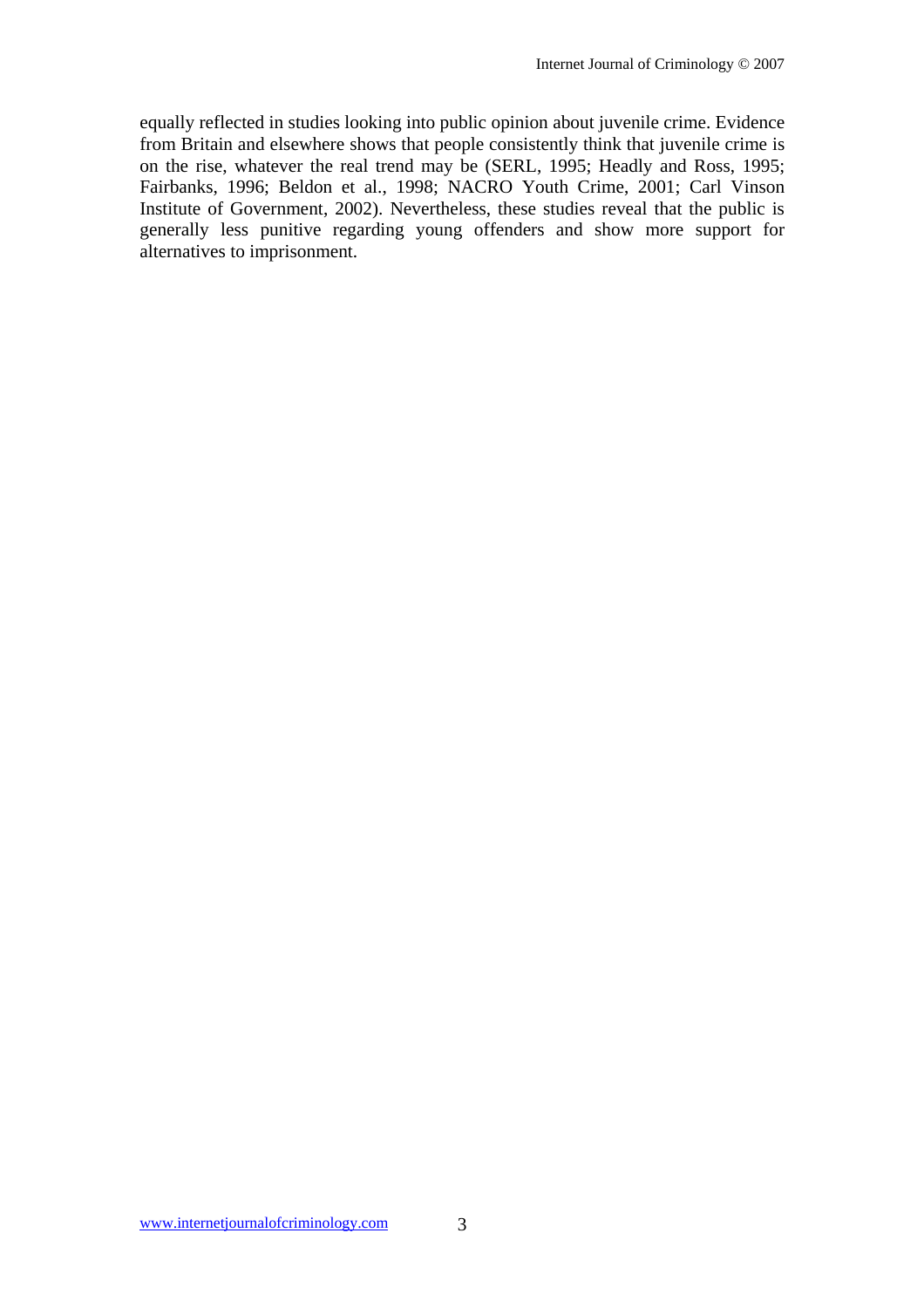equally reflected in studies looking into public opinion about juvenile crime. Evidence from Britain and elsewhere shows that people consistently think that juvenile crime is on the rise, whatever the real trend may be (SERL, 1995; Headly and Ross, 1995; Fairbanks, 1996; Beldon et al., 1998; NACRO Youth Crime, 2001; Carl Vinson Institute of Government, 2002). Nevertheless, these studies reveal that the public is generally less punitive regarding young offenders and show more support for alternatives to imprisonment.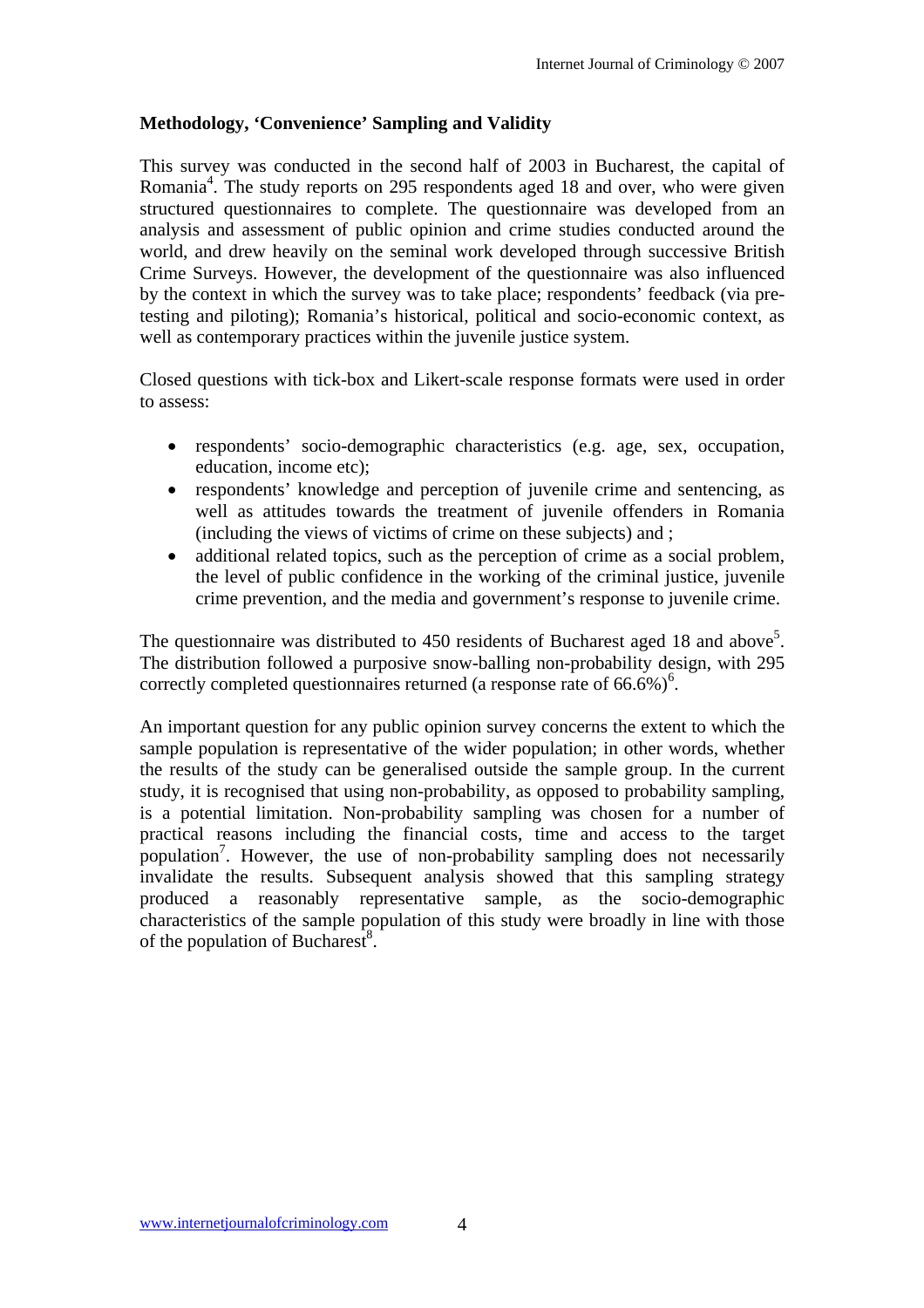**Methodology, 'Convenience' Sampling and Validity**

This survey was conducted in the second half of 2003 in Bucharest, the capital of Romania[4]. The study reports on 295 respondents aged 18 and over, who were given structured questionnaires to complete. The questionnaire was developed from an analysis and assessment of public opinion and crime studies conducted around the world, and drew heavily on the seminal work developed through successive British Crime Surveys. However, the development of the questionnaire was also influenced by the context in which the survey was to take place; respondents' feedback (via pre-testing and piloting); Romania's historical, political and socio-economic context, as well as contemporary practices within the juvenile justice system.

Closed questions with tick-box and Likert-scale response formats were used in order to assess:

- respondents' socio-demographic characteristics (e.g. age, sex, occupation, education, income etc);
- respondents' knowledge and perception of juvenile crime and sentencing, as well as attitudes towards the treatment of juvenile offenders in Romania (including the views of victims of crime on these subjects) and ;
- additional related topics, such as the perception of crime as a social problem, the level of public confidence in the working of the criminal justice, juvenile crime prevention, and the media and government's response to juvenile crime.

The questionnaire was distributed to 450 residents of Bucharest aged 18 and above[5]. The distribution followed a purposive snow-balling non-probability design, with 295 correctly completed questionnaires returned (a response rate of 66.6%)[6].

An important question for any public opinion survey concerns the extent to which the sample population is representative of the wider population; in other words, whether the results of the study can be generalised outside the sample group. In the current study, it is recognised that using non-probability, as opposed to probability sampling, is a potential limitation. Non-probability sampling was chosen for a number of practical reasons including the financial costs, time and access to the target population[7]. However, the use of non-probability sampling does not necessarily invalidate the results. Subsequent analysis showed that this sampling strategy produced a reasonably representative sample, as the socio-demographic characteristics of the sample population of this study were broadly in line with those of the population of Bucharest[8].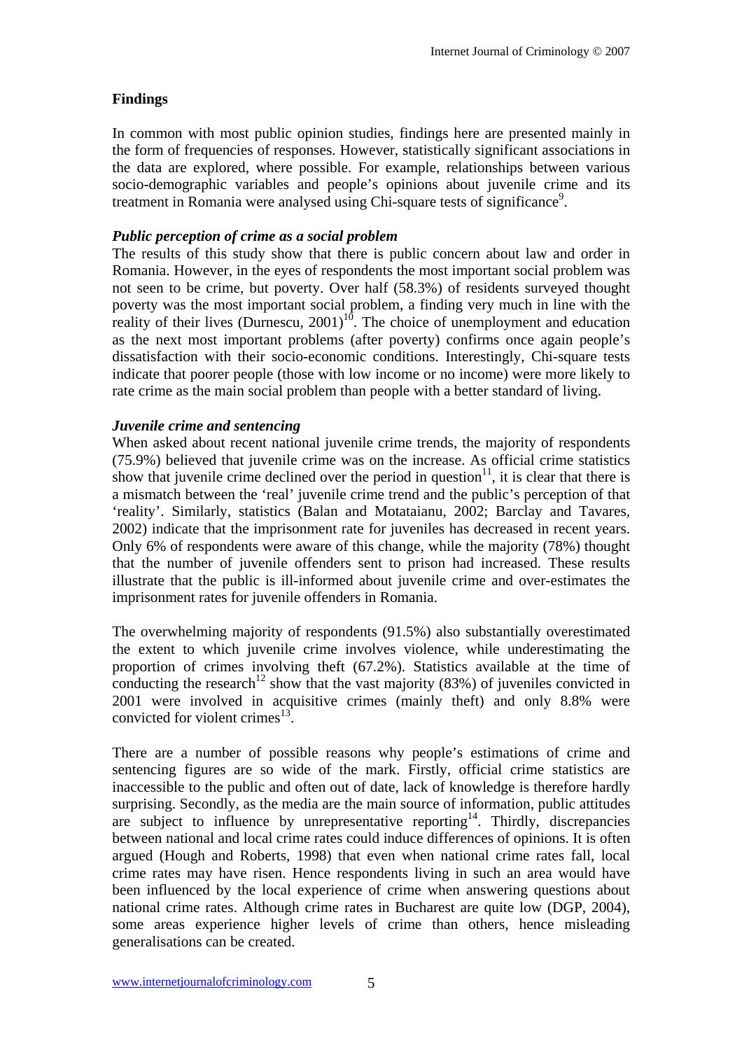## Findings

In common with most public opinion studies, findings here are presented mainly in the form of frequencies of responses. However, statistically significant associations in the data are explored, where possible. For example, relationships between various socio-demographic variables and people's opinions about juvenile crime and its treatment in Romania were analysed using Chi-square tests of significance[9].

### *Public perception of crime as a social problem*

The results of this study show that there is public concern about law and order in Romania. However, in the eyes of respondents the most important social problem was not seen to be crime, but poverty. Over half (58.3%) of residents surveyed thought poverty was the most important social problem, a finding very much in line with the reality of their lives (Durnescu, 2001)[10]. The choice of unemployment and education as the next most important problems (after poverty) confirms once again people's dissatisfaction with their socio-economic conditions. Interestingly, Chi-square tests indicate that poorer people (those with low income or no income) were more likely to rate crime as the main social problem than people with a better standard of living.

### *Juvenile crime and sentencing*

When asked about recent national juvenile crime trends, the majority of respondents (75.9%) believed that juvenile crime was on the increase. As official crime statistics show that juvenile crime declined over the period in question[11], it is clear that there is a mismatch between the 'real' juvenile crime trend and the public's perception of that 'reality'. Similarly, statistics (Balan and Motataianu, 2002; Barclay and Tavares, 2002) indicate that the imprisonment rate for juveniles has decreased in recent years. Only 6% of respondents were aware of this change, while the majority (78%) thought that the number of juvenile offenders sent to prison had increased. These results illustrate that the public is ill-informed about juvenile crime and over-estimates the imprisonment rates for juvenile offenders in Romania.

The overwhelming majority of respondents (91.5%) also substantially overestimated the extent to which juvenile crime involves violence, while underestimating the proportion of crimes involving theft (67.2%). Statistics available at the time of conducting the research[12] show that the vast majority (83%) of juveniles convicted in 2001 were involved in acquisitive crimes (mainly theft) and only 8.8% were convicted for violent crimes[13].

There are a number of possible reasons why people's estimations of crime and sentencing figures are so wide of the mark. Firstly, official crime statistics are inaccessible to the public and often out of date, lack of knowledge is therefore hardly surprising. Secondly, as the media are the main source of information, public attitudes are subject to influence by unrepresentative reporting[14]. Thirdly, discrepancies between national and local crime rates could induce differences of opinions. It is often argued (Hough and Roberts, 1998) that even when national crime rates fall, local crime rates may have risen. Hence respondents living in such an area would have been influenced by the local experience of crime when answering questions about national crime rates. Although crime rates in Bucharest are quite low (DGP, 2004), some areas experience higher levels of crime than others, hence misleading generalisations can be created.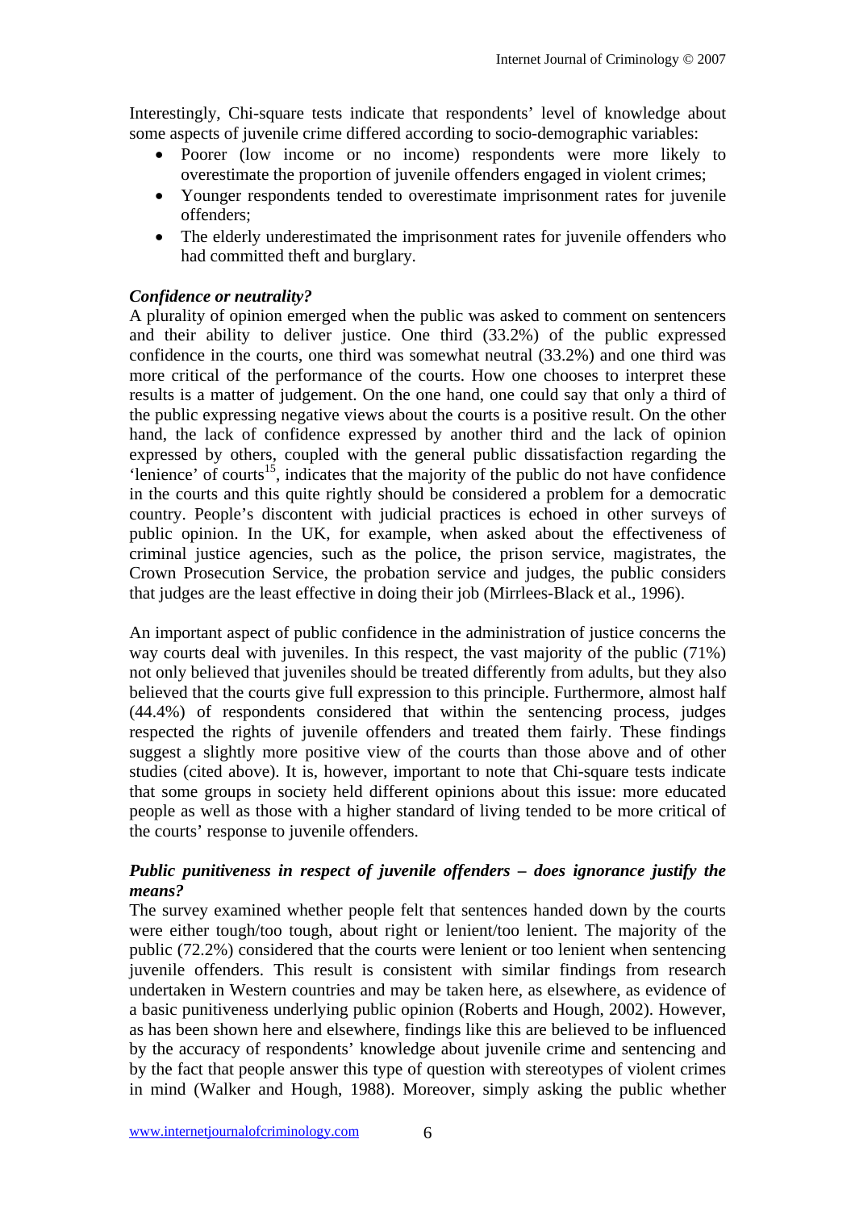Interestingly, Chi-square tests indicate that respondents' level of knowledge about some aspects of juvenile crime differed according to socio-demographic variables:

- Poorer (low income or no income) respondents were more likely to overestimate the proportion of juvenile offenders engaged in violent crimes;
- Younger respondents tended to overestimate imprisonment rates for juvenile offenders;
- The elderly underestimated the imprisonment rates for juvenile offenders who had committed theft and burglary.

***Confidence or neutrality?***

A plurality of opinion emerged when the public was asked to comment on sentencers and their ability to deliver justice. One third (33.2%) of the public expressed confidence in the courts, one third was somewhat neutral (33.2%) and one third was more critical of the performance of the courts. How one chooses to interpret these results is a matter of judgement. On the one hand, one could say that only a third of the public expressing negative views about the courts is a positive result. On the other hand, the lack of confidence expressed by another third and the lack of opinion expressed by others, coupled with the general public dissatisfaction regarding the 'lenience' of courts[15], indicates that the majority of the public do not have confidence in the courts and this quite rightly should be considered a problem for a democratic country. People's discontent with judicial practices is echoed in other surveys of public opinion. In the UK, for example, when asked about the effectiveness of criminal justice agencies, such as the police, the prison service, magistrates, the Crown Prosecution Service, the probation service and judges, the public considers that judges are the least effective in doing their job (Mirrlees-Black et al., 1996).

An important aspect of public confidence in the administration of justice concerns the way courts deal with juveniles. In this respect, the vast majority of the public (71%) not only believed that juveniles should be treated differently from adults, but they also believed that the courts give full expression to this principle. Furthermore, almost half (44.4%) of respondents considered that within the sentencing process, judges respected the rights of juvenile offenders and treated them fairly. These findings suggest a slightly more positive view of the courts than those above and of other studies (cited above). It is, however, important to note that Chi-square tests indicate that some groups in society held different opinions about this issue: more educated people as well as those with a higher standard of living tended to be more critical of the courts' response to juvenile offenders.

***Public punitiveness in respect of juvenile offenders – does ignorance justify the means?***

The survey examined whether people felt that sentences handed down by the courts were either tough/too tough, about right or lenient/too lenient. The majority of the public (72.2%) considered that the courts were lenient or too lenient when sentencing juvenile offenders. This result is consistent with similar findings from research undertaken in Western countries and may be taken here, as elsewhere, as evidence of a basic punitiveness underlying public opinion (Roberts and Hough, 2002). However, as has been shown here and elsewhere, findings like this are believed to be influenced by the accuracy of respondents' knowledge about juvenile crime and sentencing and by the fact that people answer this type of question with stereotypes of violent crimes in mind (Walker and Hough, 1988). Moreover, simply asking the public whether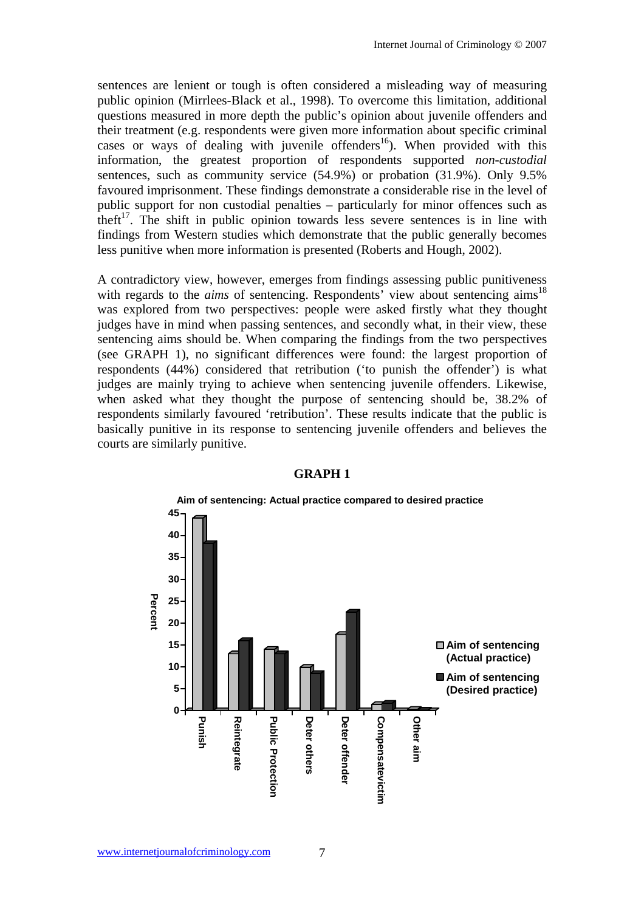sentences are lenient or tough is often considered a misleading way of measuring public opinion (Mirrlees-Black et al., 1998). To overcome this limitation, additional questions measured in more depth the public's opinion about juvenile offenders and their treatment (e.g. respondents were given more information about specific criminal cases or ways of dealing with juvenile offenders[16]). When provided with this information, the greatest proportion of respondents supported *non-custodial* sentences, such as community service (54.9%) or probation (31.9%). Only 9.5% favoured imprisonment. These findings demonstrate a considerable rise in the level of public support for non custodial penalties – particularly for minor offences such as theft[17]. The shift in public opinion towards less severe sentences is in line with findings from Western studies which demonstrate that the public generally becomes less punitive when more information is presented (Roberts and Hough, 2002).

A contradictory view, however, emerges from findings assessing public punitiveness with regards to the *aims* of sentencing. Respondents' view about sentencing aims[18] was explored from two perspectives: people were asked firstly what they thought judges have in mind when passing sentences, and secondly what, in their view, these sentencing aims should be. When comparing the findings from the two perspectives (see GRAPH 1), no significant differences were found: the largest proportion of respondents (44%) considered that retribution ('to punish the offender') is what judges are mainly trying to achieve when sentencing juvenile offenders. Likewise, when asked what they thought the purpose of sentencing should be, 38.2% of respondents similarly favoured 'retribution'. These results indicate that the public is basically punitive in its response to sentencing juvenile offenders and believes the courts are similarly punitive.

**GRAPH 1**

**Aim of sentencing: Actual practice compared to desired practice**

| Aim | Aim of sentencing (Actual practice) | Aim of sentencing (Desired practice) |
|---|---|---|
| Punish | 44 | 38.2 |
| Reintegrate | 13 | 16 |
| Public Protection | 14 | 13 |
| Deter others | 10 | 8.5 |
| Deter offender | 17.5 | 22.5 |
| Compensatevictim | 1.5 | 1.8 |
| Other aim | 0.5 | 0.3 |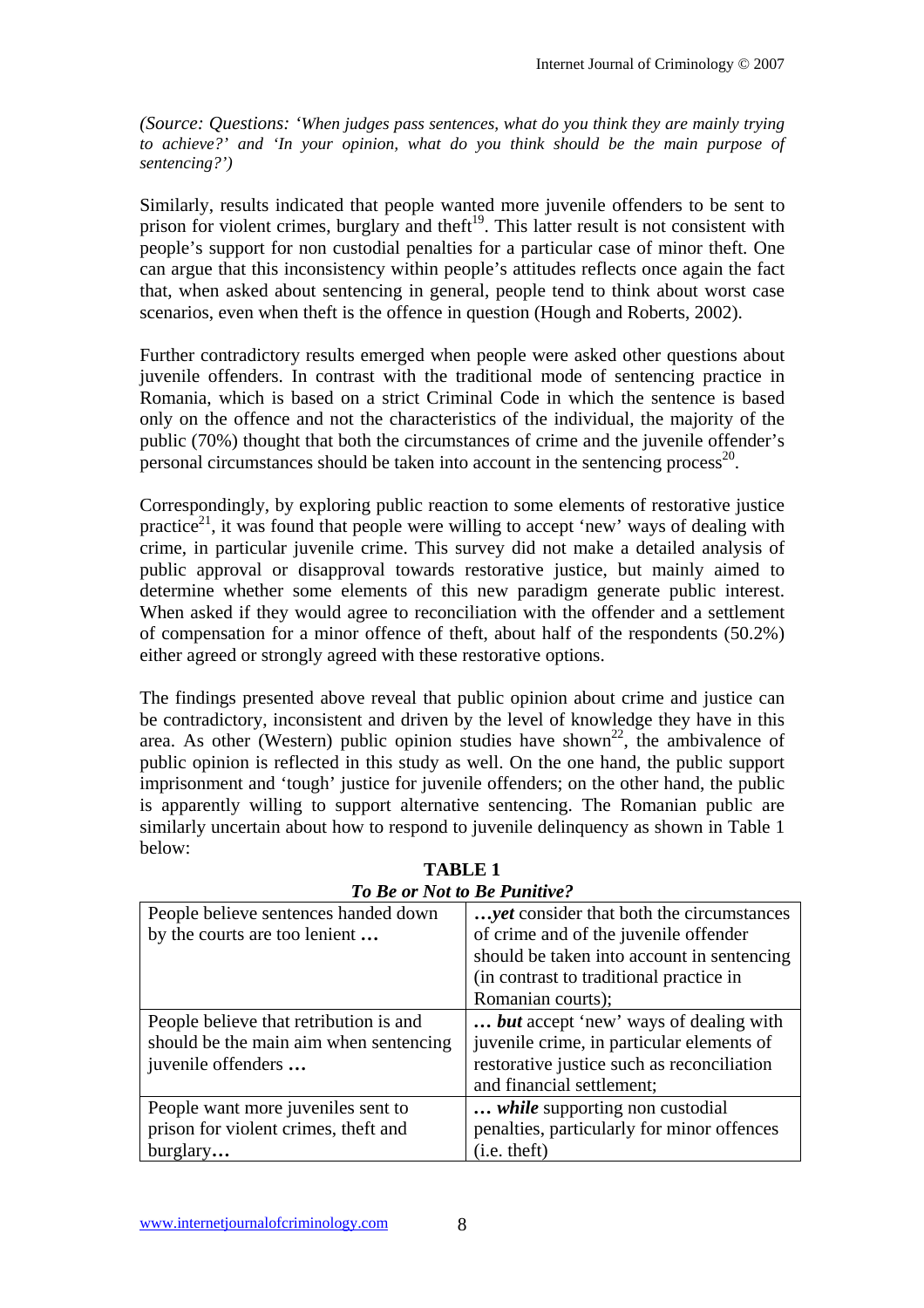*(Source: Questions: 'When judges pass sentences, what do you think they are mainly trying to achieve?' and 'In your opinion, what do you think should be the main purpose of sentencing?')*

Similarly, results indicated that people wanted more juvenile offenders to be sent to prison for violent crimes, burglary and theft[19]. This latter result is not consistent with people's support for non custodial penalties for a particular case of minor theft. One can argue that this inconsistency within people's attitudes reflects once again the fact that, when asked about sentencing in general, people tend to think about worst case scenarios, even when theft is the offence in question (Hough and Roberts, 2002).

Further contradictory results emerged when people were asked other questions about juvenile offenders. In contrast with the traditional mode of sentencing practice in Romania, which is based on a strict Criminal Code in which the sentence is based only on the offence and not the characteristics of the individual, the majority of the public (70%) thought that both the circumstances of crime and the juvenile offender's personal circumstances should be taken into account in the sentencing process[20].

Correspondingly, by exploring public reaction to some elements of restorative justice practice[21], it was found that people were willing to accept 'new' ways of dealing with crime, in particular juvenile crime. This survey did not make a detailed analysis of public approval or disapproval towards restorative justice, but mainly aimed to determine whether some elements of this new paradigm generate public interest. When asked if they would agree to reconciliation with the offender and a settlement of compensation for a minor offence of theft, about half of the respondents (50.2%) either agreed or strongly agreed with these restorative options.

The findings presented above reveal that public opinion about crime and justice can be contradictory, inconsistent and driven by the level of knowledge they have in this area. As other (Western) public opinion studies have shown[22], the ambivalence of public opinion is reflected in this study as well. On the one hand, the public support imprisonment and 'tough' justice for juvenile offenders; on the other hand, the public is apparently willing to support alternative sentencing. The Romanian public are similarly uncertain about how to respond to juvenile delinquency as shown in Table 1 below:

**TABLE 1**
***To Be or Not to Be Punitive?***

| | |
|---|---|
| People believe sentences handed down by the courts are too lenient **…** | ***…yet*** consider that both the circumstances of crime and of the juvenile offender should be taken into account in sentencing (in contrast to traditional practice in Romanian courts); |
| People believe that retribution is and should be the main aim when sentencing juvenile offenders **…** | ***… but*** accept 'new' ways of dealing with juvenile crime, in particular elements of restorative justice such as reconciliation and financial settlement; |
| People want more juveniles sent to prison for violent crimes, theft and burglary**…** | ***… while*** supporting non custodial penalties, particularly for minor offences (i.e. theft) |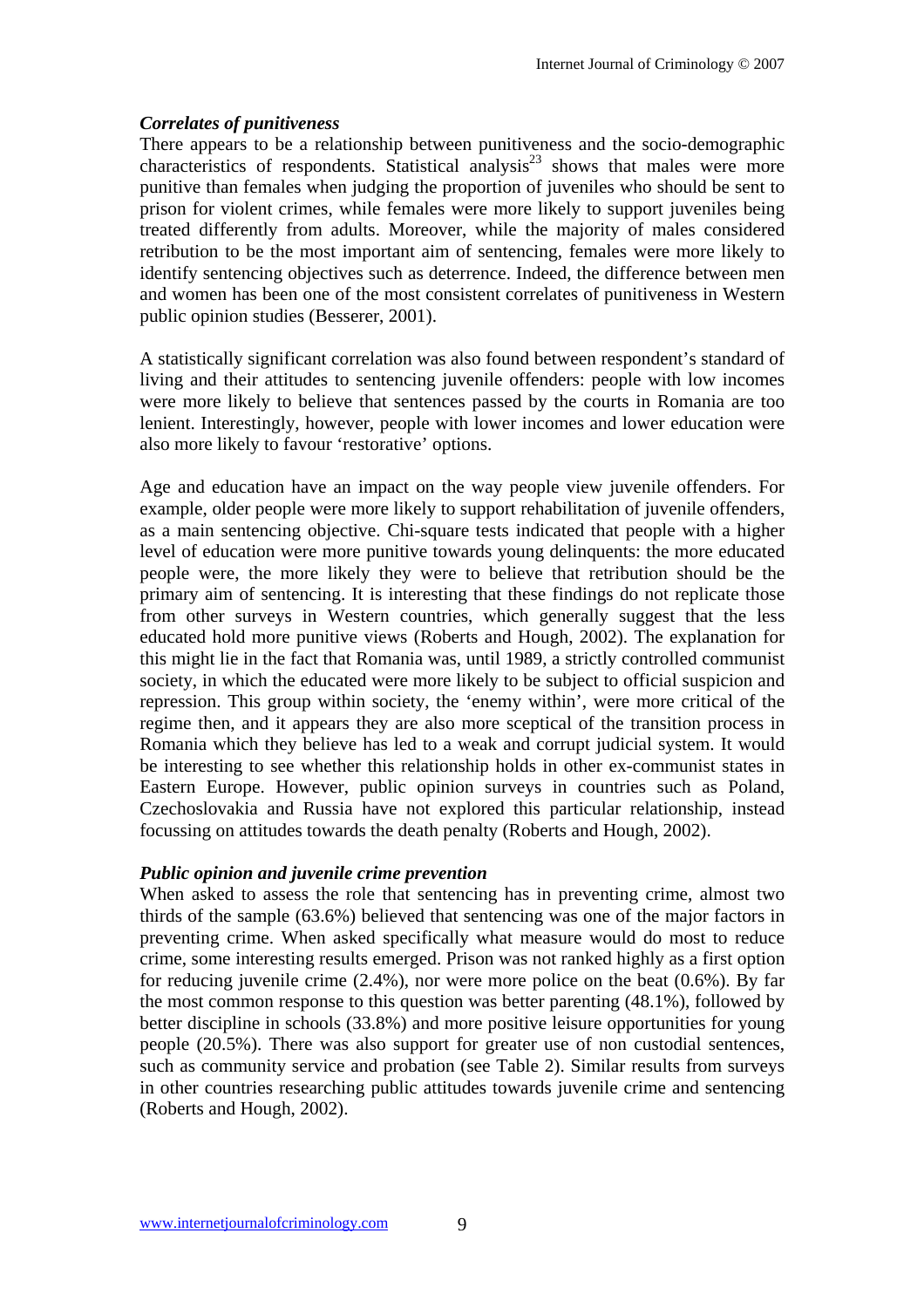### *Correlates of punitiveness*

There appears to be a relationship between punitiveness and the socio-demographic characteristics of respondents. Statistical analysis[23] shows that males were more punitive than females when judging the proportion of juveniles who should be sent to prison for violent crimes, while females were more likely to support juveniles being treated differently from adults. Moreover, while the majority of males considered retribution to be the most important aim of sentencing, females were more likely to identify sentencing objectives such as deterrence. Indeed, the difference between men and women has been one of the most consistent correlates of punitiveness in Western public opinion studies (Besserer, 2001).

A statistically significant correlation was also found between respondent's standard of living and their attitudes to sentencing juvenile offenders: people with low incomes were more likely to believe that sentences passed by the courts in Romania are too lenient. Interestingly, however, people with lower incomes and lower education were also more likely to favour 'restorative' options.

Age and education have an impact on the way people view juvenile offenders. For example, older people were more likely to support rehabilitation of juvenile offenders, as a main sentencing objective. Chi-square tests indicated that people with a higher level of education were more punitive towards young delinquents: the more educated people were, the more likely they were to believe that retribution should be the primary aim of sentencing. It is interesting that these findings do not replicate those from other surveys in Western countries, which generally suggest that the less educated hold more punitive views (Roberts and Hough, 2002). The explanation for this might lie in the fact that Romania was, until 1989, a strictly controlled communist society, in which the educated were more likely to be subject to official suspicion and repression. This group within society, the 'enemy within', were more critical of the regime then, and it appears they are also more sceptical of the transition process in Romania which they believe has led to a weak and corrupt judicial system. It would be interesting to see whether this relationship holds in other ex-communist states in Eastern Europe. However, public opinion surveys in countries such as Poland, Czechoslovakia and Russia have not explored this particular relationship, instead focussing on attitudes towards the death penalty (Roberts and Hough, 2002).

### *Public opinion and juvenile crime prevention*

When asked to assess the role that sentencing has in preventing crime, almost two thirds of the sample (63.6%) believed that sentencing was one of the major factors in preventing crime. When asked specifically what measure would do most to reduce crime, some interesting results emerged. Prison was not ranked highly as a first option for reducing juvenile crime (2.4%), nor were more police on the beat (0.6%). By far the most common response to this question was better parenting (48.1%), followed by better discipline in schools (33.8%) and more positive leisure opportunities for young people (20.5%). There was also support for greater use of non custodial sentences, such as community service and probation (see Table 2). Similar results from surveys in other countries researching public attitudes towards juvenile crime and sentencing (Roberts and Hough, 2002).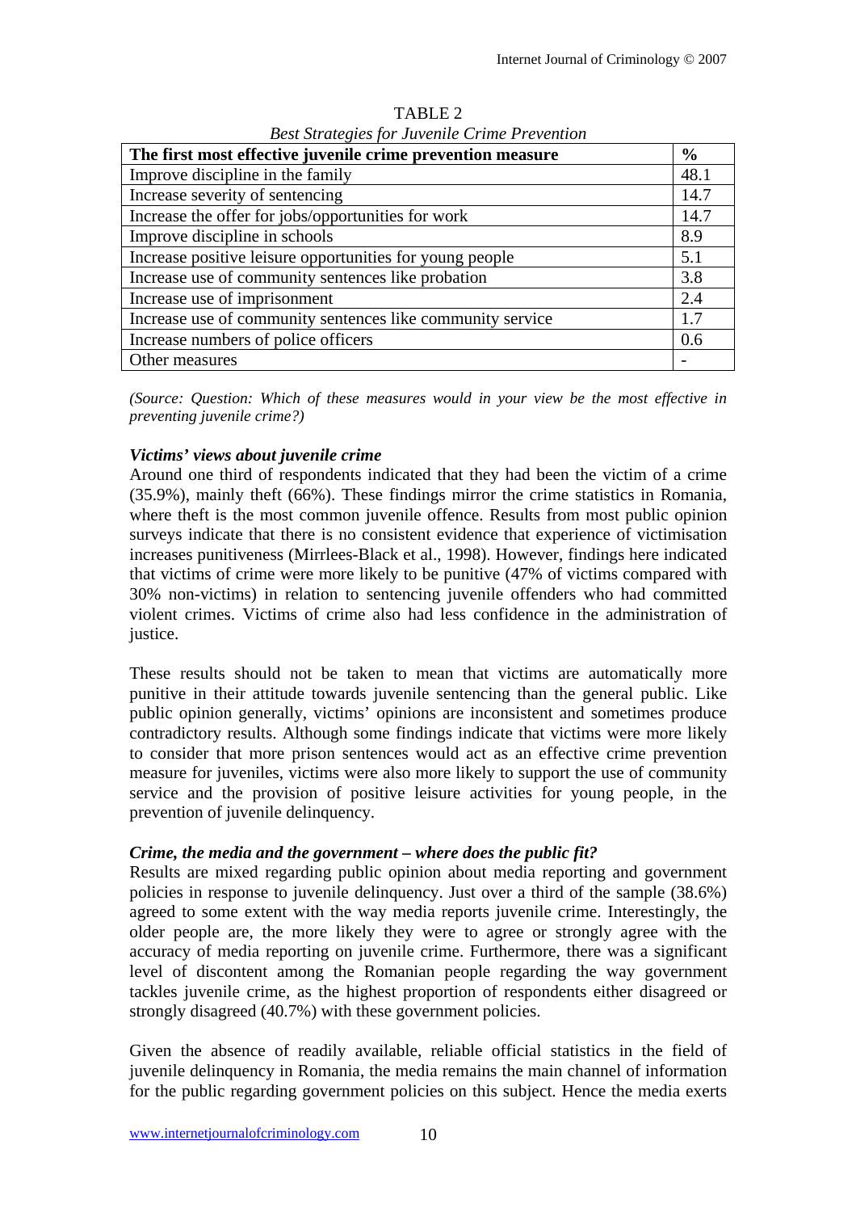TABLE 2

*Best Strategies for Juvenile Crime Prevention*

| **The first most effective juvenile crime prevention measure** | **%** |
|---|---|
| Improve discipline in the family | 48.1 |
| Increase severity of sentencing | 14.7 |
| Increase the offer for jobs/opportunities for work | 14.7 |
| Improve discipline in schools | 8.9 |
| Increase positive leisure opportunities for young people | 5.1 |
| Increase use of community sentences like probation | 3.8 |
| Increase use of imprisonment | 2.4 |
| Increase use of community sentences like community service | 1.7 |
| Increase numbers of police officers | 0.6 |
| Other measures | - |

*(Source: Question: Which of these measures would in your view be the most effective in preventing juvenile crime?)*

***Victims' views about juvenile crime***

Around one third of respondents indicated that they had been the victim of a crime (35.9%), mainly theft (66%). These findings mirror the crime statistics in Romania, where theft is the most common juvenile offence. Results from most public opinion surveys indicate that there is no consistent evidence that experience of victimisation increases punitiveness (Mirrlees-Black et al., 1998). However, findings here indicated that victims of crime were more likely to be punitive (47% of victims compared with 30% non-victims) in relation to sentencing juvenile offenders who had committed violent crimes. Victims of crime also had less confidence in the administration of justice.

These results should not be taken to mean that victims are automatically more punitive in their attitude towards juvenile sentencing than the general public. Like public opinion generally, victims' opinions are inconsistent and sometimes produce contradictory results. Although some findings indicate that victims were more likely to consider that more prison sentences would act as an effective crime prevention measure for juveniles, victims were also more likely to support the use of community service and the provision of positive leisure activities for young people, in the prevention of juvenile delinquency.

***Crime, the media and the government – where does the public fit?***

Results are mixed regarding public opinion about media reporting and government policies in response to juvenile delinquency. Just over a third of the sample (38.6%) agreed to some extent with the way media reports juvenile crime. Interestingly, the older people are, the more likely they were to agree or strongly agree with the accuracy of media reporting on juvenile crime. Furthermore, there was a significant level of discontent among the Romanian people regarding the way government tackles juvenile crime, as the highest proportion of respondents either disagreed or strongly disagreed (40.7%) with these government policies.

Given the absence of readily available, reliable official statistics in the field of juvenile delinquency in Romania, the media remains the main channel of information for the public regarding government policies on this subject. Hence the media exerts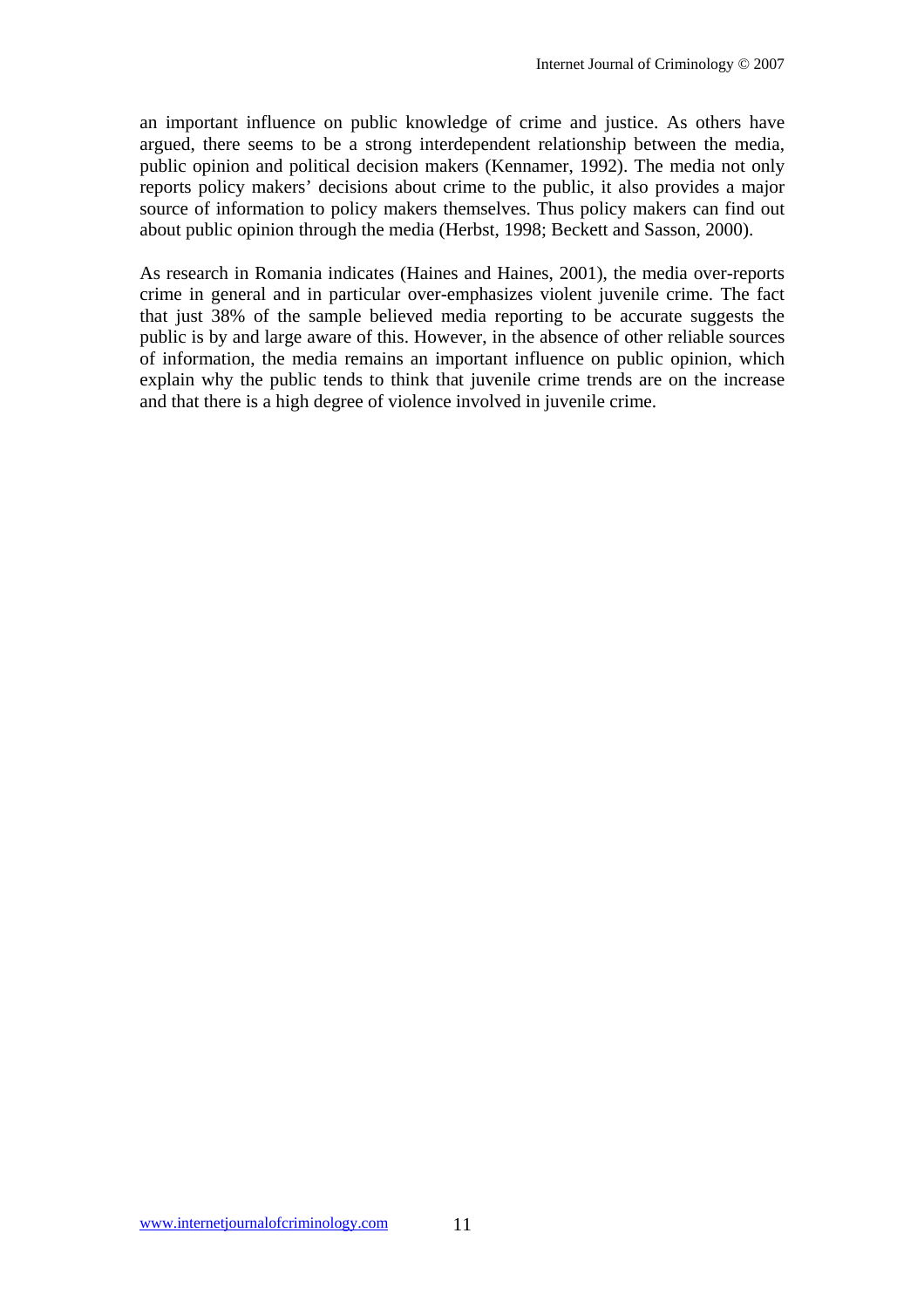an important influence on public knowledge of crime and justice. As others have argued, there seems to be a strong interdependent relationship between the media, public opinion and political decision makers (Kennamer, 1992). The media not only reports policy makers' decisions about crime to the public, it also provides a major source of information to policy makers themselves. Thus policy makers can find out about public opinion through the media (Herbst, 1998; Beckett and Sasson, 2000).

As research in Romania indicates (Haines and Haines, 2001), the media over-reports crime in general and in particular over-emphasizes violent juvenile crime. The fact that just 38% of the sample believed media reporting to be accurate suggests the public is by and large aware of this. However, in the absence of other reliable sources of information, the media remains an important influence on public opinion, which explain why the public tends to think that juvenile crime trends are on the increase and that there is a high degree of violence involved in juvenile crime.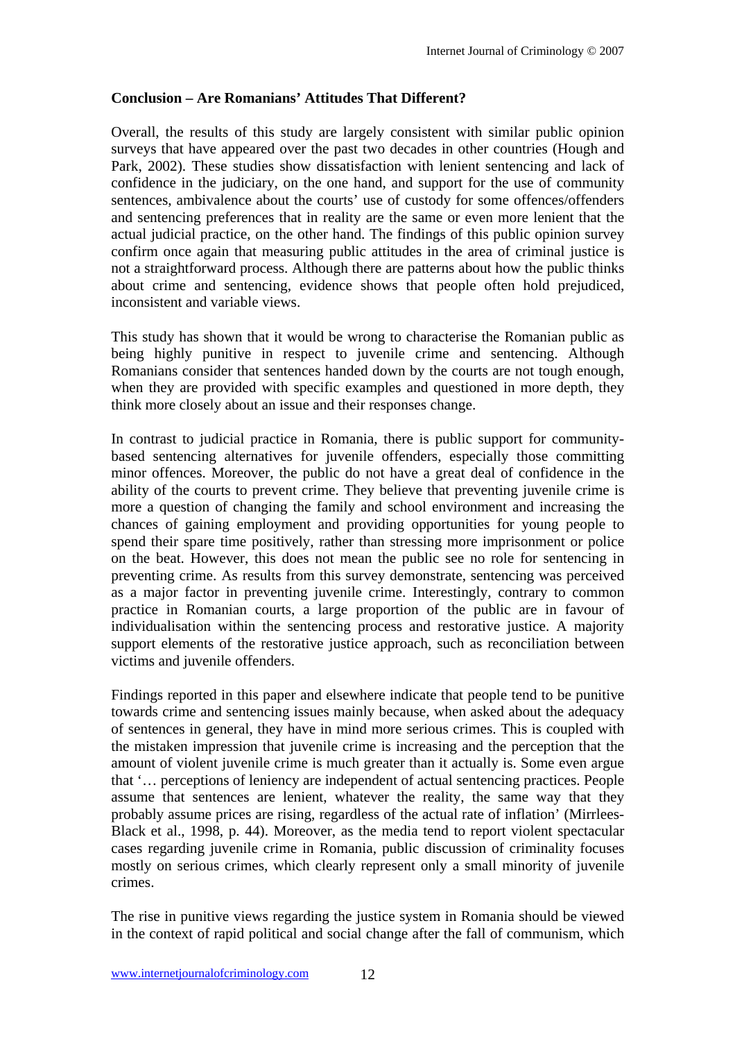**Conclusion – Are Romanians' Attitudes That Different?**

Overall, the results of this study are largely consistent with similar public opinion surveys that have appeared over the past two decades in other countries (Hough and Park, 2002). These studies show dissatisfaction with lenient sentencing and lack of confidence in the judiciary, on the one hand, and support for the use of community sentences, ambivalence about the courts' use of custody for some offences/offenders and sentencing preferences that in reality are the same or even more lenient that the actual judicial practice, on the other hand. The findings of this public opinion survey confirm once again that measuring public attitudes in the area of criminal justice is not a straightforward process. Although there are patterns about how the public thinks about crime and sentencing, evidence shows that people often hold prejudiced, inconsistent and variable views.

This study has shown that it would be wrong to characterise the Romanian public as being highly punitive in respect to juvenile crime and sentencing. Although Romanians consider that sentences handed down by the courts are not tough enough, when they are provided with specific examples and questioned in more depth, they think more closely about an issue and their responses change.

In contrast to judicial practice in Romania, there is public support for community-based sentencing alternatives for juvenile offenders, especially those committing minor offences. Moreover, the public do not have a great deal of confidence in the ability of the courts to prevent crime. They believe that preventing juvenile crime is more a question of changing the family and school environment and increasing the chances of gaining employment and providing opportunities for young people to spend their spare time positively, rather than stressing more imprisonment or police on the beat. However, this does not mean the public see no role for sentencing in preventing crime. As results from this survey demonstrate, sentencing was perceived as a major factor in preventing juvenile crime. Interestingly, contrary to common practice in Romanian courts, a large proportion of the public are in favour of individualisation within the sentencing process and restorative justice. A majority support elements of the restorative justice approach, such as reconciliation between victims and juvenile offenders.

Findings reported in this paper and elsewhere indicate that people tend to be punitive towards crime and sentencing issues mainly because, when asked about the adequacy of sentences in general, they have in mind more serious crimes. This is coupled with the mistaken impression that juvenile crime is increasing and the perception that the amount of violent juvenile crime is much greater than it actually is. Some even argue that '… perceptions of leniency are independent of actual sentencing practices. People assume that sentences are lenient, whatever the reality, the same way that they probably assume prices are rising, regardless of the actual rate of inflation' (Mirrlees-Black et al., 1998, p. 44). Moreover, as the media tend to report violent spectacular cases regarding juvenile crime in Romania, public discussion of criminality focuses mostly on serious crimes, which clearly represent only a small minority of juvenile crimes.

The rise in punitive views regarding the justice system in Romania should be viewed in the context of rapid political and social change after the fall of communism, which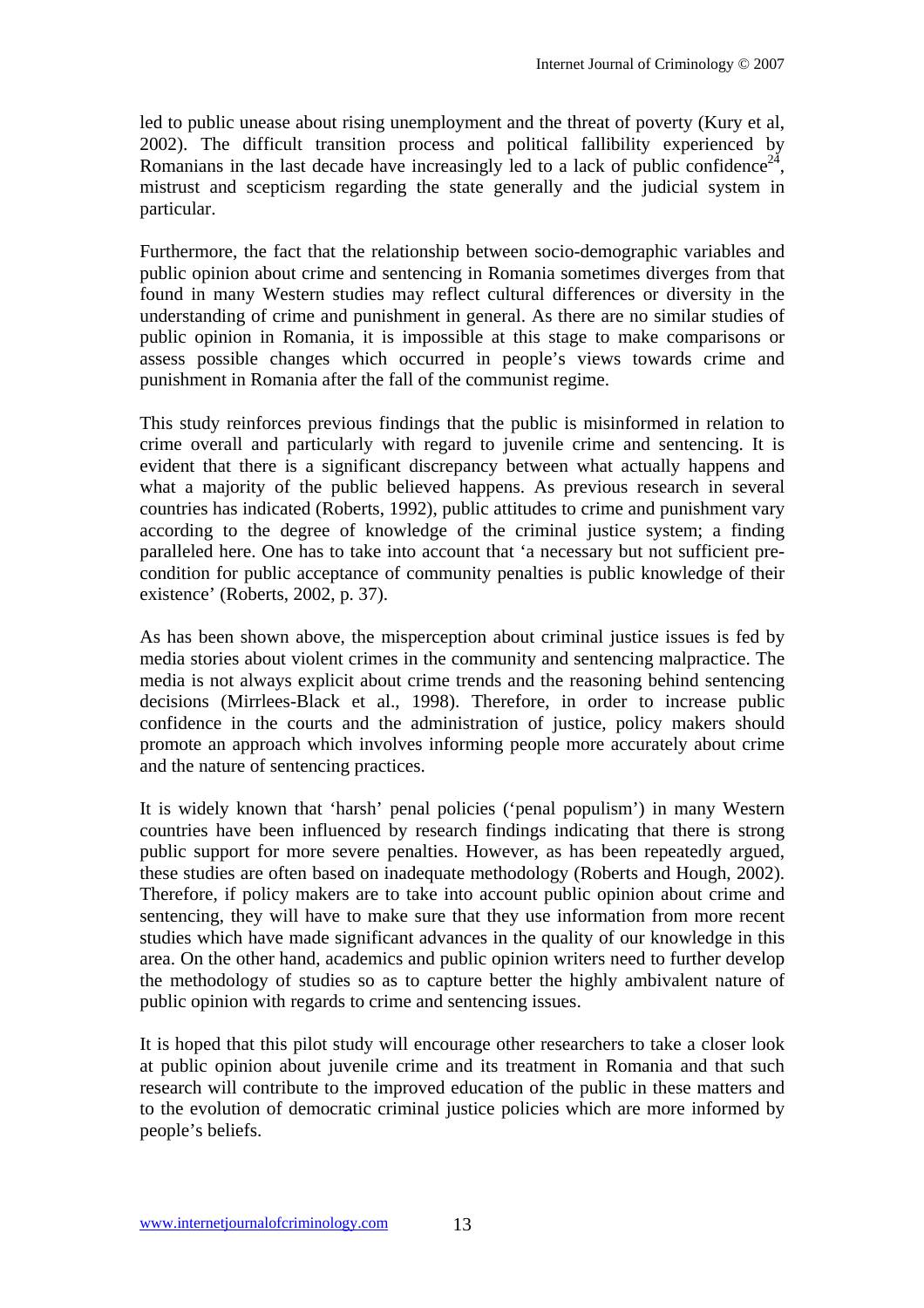led to public unease about rising unemployment and the threat of poverty (Kury et al, 2002). The difficult transition process and political fallibility experienced by Romanians in the last decade have increasingly led to a lack of public confidence[24], mistrust and scepticism regarding the state generally and the judicial system in particular.

Furthermore, the fact that the relationship between socio-demographic variables and public opinion about crime and sentencing in Romania sometimes diverges from that found in many Western studies may reflect cultural differences or diversity in the understanding of crime and punishment in general. As there are no similar studies of public opinion in Romania, it is impossible at this stage to make comparisons or assess possible changes which occurred in people's views towards crime and punishment in Romania after the fall of the communist regime.

This study reinforces previous findings that the public is misinformed in relation to crime overall and particularly with regard to juvenile crime and sentencing. It is evident that there is a significant discrepancy between what actually happens and what a majority of the public believed happens. As previous research in several countries has indicated (Roberts, 1992), public attitudes to crime and punishment vary according to the degree of knowledge of the criminal justice system; a finding paralleled here. One has to take into account that 'a necessary but not sufficient pre-condition for public acceptance of community penalties is public knowledge of their existence' (Roberts, 2002, p. 37).

As has been shown above, the misperception about criminal justice issues is fed by media stories about violent crimes in the community and sentencing malpractice. The media is not always explicit about crime trends and the reasoning behind sentencing decisions (Mirrlees-Black et al., 1998). Therefore, in order to increase public confidence in the courts and the administration of justice, policy makers should promote an approach which involves informing people more accurately about crime and the nature of sentencing practices.

It is widely known that 'harsh' penal policies ('penal populism') in many Western countries have been influenced by research findings indicating that there is strong public support for more severe penalties. However, as has been repeatedly argued, these studies are often based on inadequate methodology (Roberts and Hough, 2002). Therefore, if policy makers are to take into account public opinion about crime and sentencing, they will have to make sure that they use information from more recent studies which have made significant advances in the quality of our knowledge in this area. On the other hand, academics and public opinion writers need to further develop the methodology of studies so as to capture better the highly ambivalent nature of public opinion with regards to crime and sentencing issues.

It is hoped that this pilot study will encourage other researchers to take a closer look at public opinion about juvenile crime and its treatment in Romania and that such research will contribute to the improved education of the public in these matters and to the evolution of democratic criminal justice policies which are more informed by people's beliefs.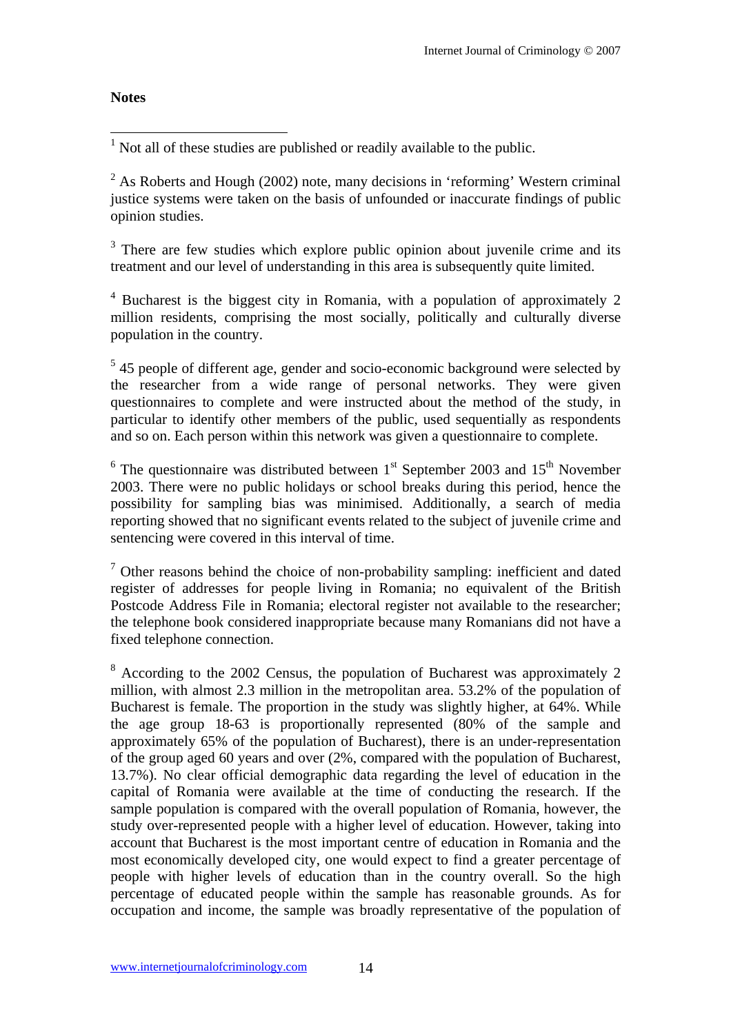**Notes**

[1] Not all of these studies are published or readily available to the public.

[2] As Roberts and Hough (2002) note, many decisions in 'reforming' Western criminal justice systems were taken on the basis of unfounded or inaccurate findings of public opinion studies.

[3] There are few studies which explore public opinion about juvenile crime and its treatment and our level of understanding in this area is subsequently quite limited.

[4] Bucharest is the biggest city in Romania, with a population of approximately 2 million residents, comprising the most socially, politically and culturally diverse population in the country.

[5] 45 people of different age, gender and socio-economic background were selected by the researcher from a wide range of personal networks. They were given questionnaires to complete and were instructed about the method of the study, in particular to identify other members of the public, used sequentially as respondents and so on. Each person within this network was given a questionnaire to complete.

[6] The questionnaire was distributed between 1st September 2003 and 15th November 2003. There were no public holidays or school breaks during this period, hence the possibility for sampling bias was minimised. Additionally, a search of media reporting showed that no significant events related to the subject of juvenile crime and sentencing were covered in this interval of time.

[7] Other reasons behind the choice of non-probability sampling: inefficient and dated register of addresses for people living in Romania; no equivalent of the British Postcode Address File in Romania; electoral register not available to the researcher; the telephone book considered inappropriate because many Romanians did not have a fixed telephone connection.

[8] According to the 2002 Census, the population of Bucharest was approximately 2 million, with almost 2.3 million in the metropolitan area. 53.2% of the population of Bucharest is female. The proportion in the study was slightly higher, at 64%. While the age group 18-63 is proportionally represented (80% of the sample and approximately 65% of the population of Bucharest), there is an under-representation of the group aged 60 years and over (2%, compared with the population of Bucharest, 13.7%). No clear official demographic data regarding the level of education in the capital of Romania were available at the time of conducting the research. If the sample population is compared with the overall population of Romania, however, the study over-represented people with a higher level of education. However, taking into account that Bucharest is the most important centre of education in Romania and the most economically developed city, one would expect to find a greater percentage of people with higher levels of education than in the country overall. So the high percentage of educated people within the sample has reasonable grounds. As for occupation and income, the sample was broadly representative of the population of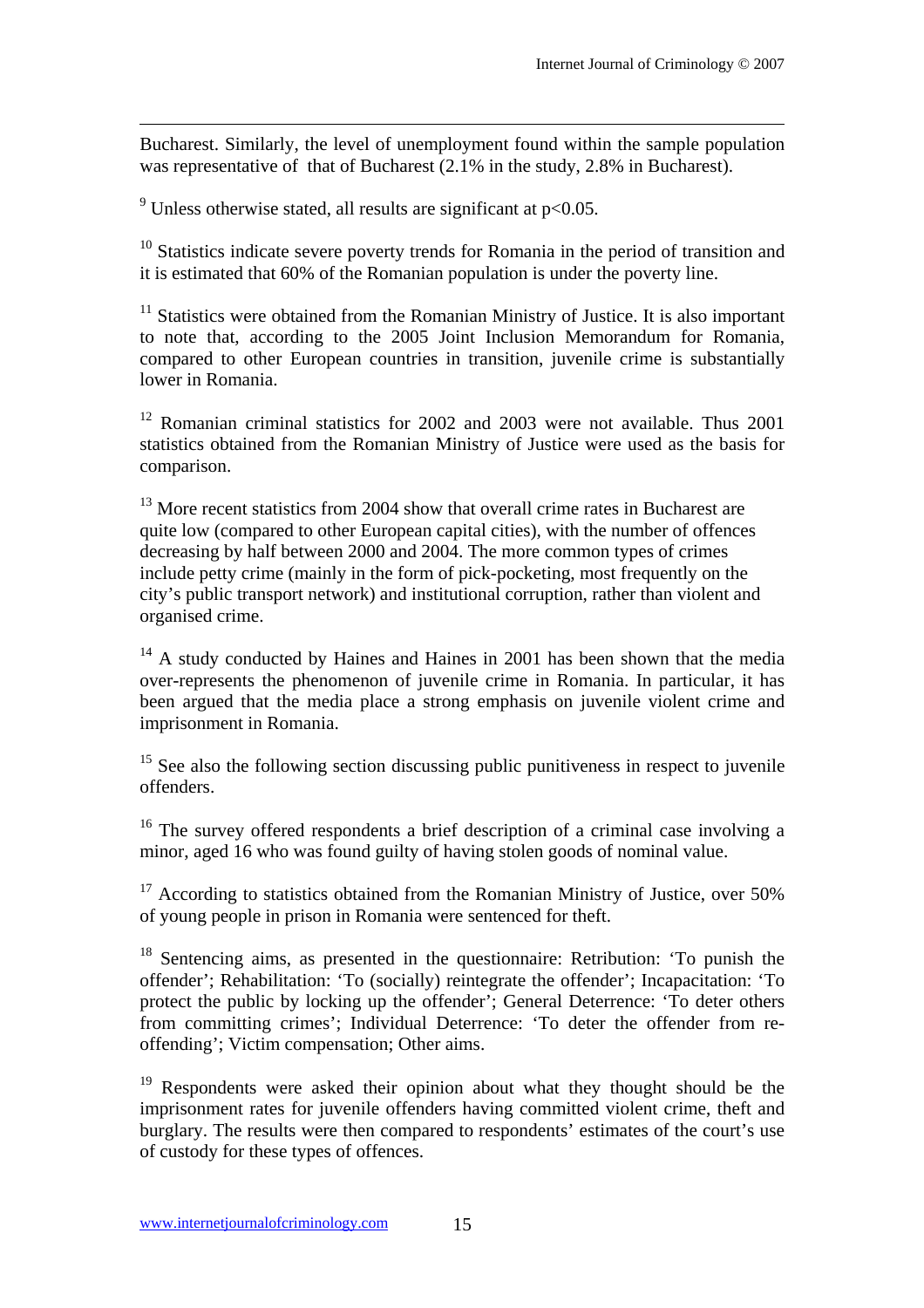Bucharest. Similarly, the level of unemployment found within the sample population was representative of that of Bucharest (2.1% in the study, 2.8% in Bucharest).

[9] Unless otherwise stated, all results are significant at $p<0.05$.

[10] Statistics indicate severe poverty trends for Romania in the period of transition and it is estimated that 60% of the Romanian population is under the poverty line.

[11] Statistics were obtained from the Romanian Ministry of Justice. It is also important to note that, according to the 2005 Joint Inclusion Memorandum for Romania, compared to other European countries in transition, juvenile crime is substantially lower in Romania.

[12] Romanian criminal statistics for 2002 and 2003 were not available. Thus 2001 statistics obtained from the Romanian Ministry of Justice were used as the basis for comparison.

[13] More recent statistics from 2004 show that overall crime rates in Bucharest are quite low (compared to other European capital cities), with the number of offences decreasing by half between 2000 and 2004. The more common types of crimes include petty crime (mainly in the form of pick-pocketing, most frequently on the city's public transport network) and institutional corruption, rather than violent and organised crime.

[14] A study conducted by Haines and Haines in 2001 has been shown that the media over-represents the phenomenon of juvenile crime in Romania. In particular, it has been argued that the media place a strong emphasis on juvenile violent crime and imprisonment in Romania.

[15] See also the following section discussing public punitiveness in respect to juvenile offenders.

[16] The survey offered respondents a brief description of a criminal case involving a minor, aged 16 who was found guilty of having stolen goods of nominal value.

[17] According to statistics obtained from the Romanian Ministry of Justice, over 50% of young people in prison in Romania were sentenced for theft.

[18] Sentencing aims, as presented in the questionnaire: Retribution: 'To punish the offender'; Rehabilitation: 'To (socially) reintegrate the offender'; Incapacitation: 'To protect the public by locking up the offender'; General Deterrence: 'To deter others from committing crimes'; Individual Deterrence: 'To deter the offender from re-offending'; Victim compensation; Other aims.

[19] Respondents were asked their opinion about what they thought should be the imprisonment rates for juvenile offenders having committed violent crime, theft and burglary. The results were then compared to respondents' estimates of the court's use of custody for these types of offences.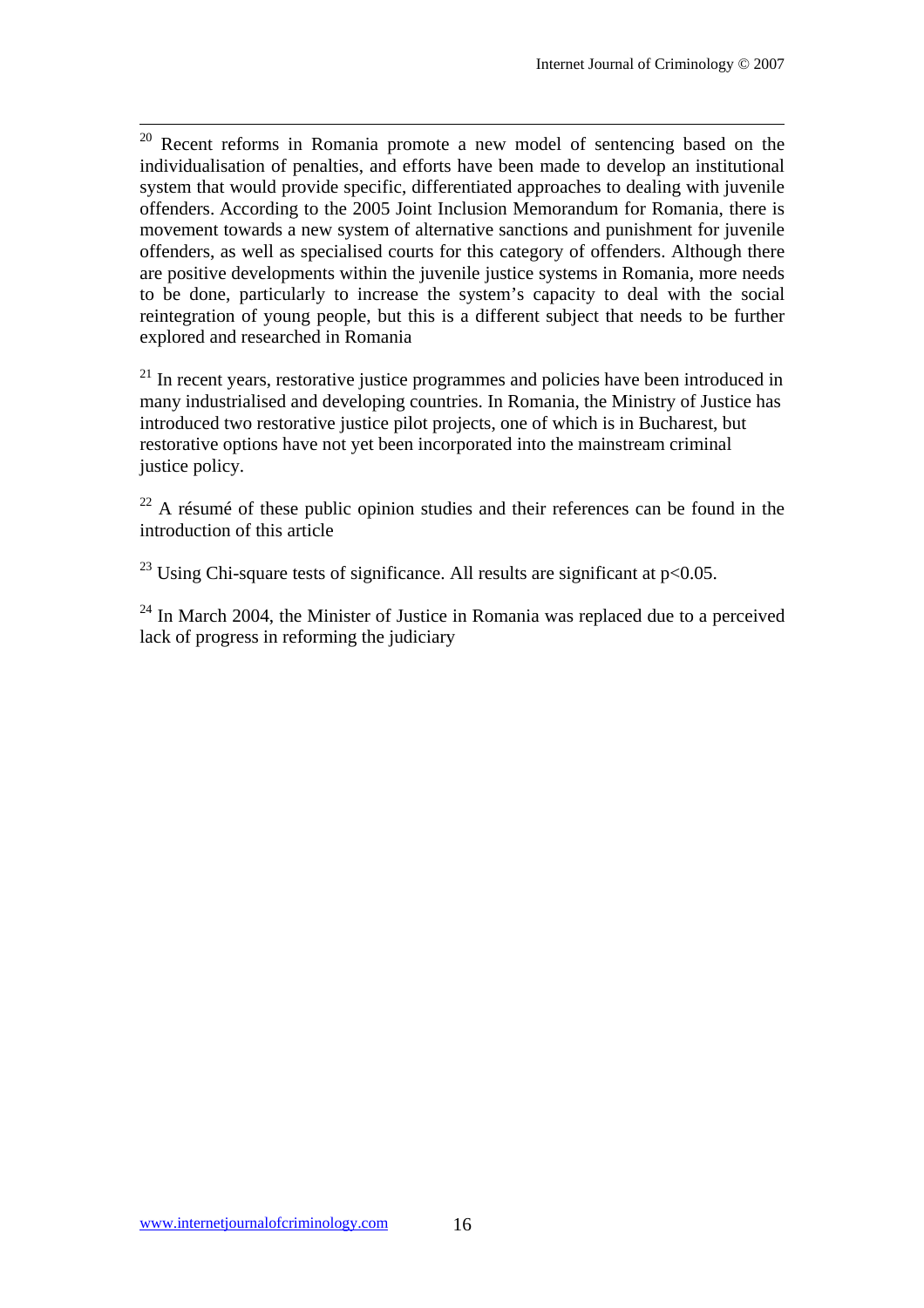[20] Recent reforms in Romania promote a new model of sentencing based on the individualisation of penalties, and efforts have been made to develop an institutional system that would provide specific, differentiated approaches to dealing with juvenile offenders. According to the 2005 Joint Inclusion Memorandum for Romania, there is movement towards a new system of alternative sanctions and punishment for juvenile offenders, as well as specialised courts for this category of offenders. Although there are positive developments within the juvenile justice systems in Romania, more needs to be done, particularly to increase the system's capacity to deal with the social reintegration of young people, but this is a different subject that needs to be further explored and researched in Romania

[21] In recent years, restorative justice programmes and policies have been introduced in many industrialised and developing countries. In Romania, the Ministry of Justice has introduced two restorative justice pilot projects, one of which is in Bucharest, but restorative options have not yet been incorporated into the mainstream criminal justice policy.

[22] A résumé of these public opinion studies and their references can be found in the introduction of this article

[23] Using Chi-square tests of significance. All results are significant at $p<0.05$.

[24] In March 2004, the Minister of Justice in Romania was replaced due to a perceived lack of progress in reforming the judiciary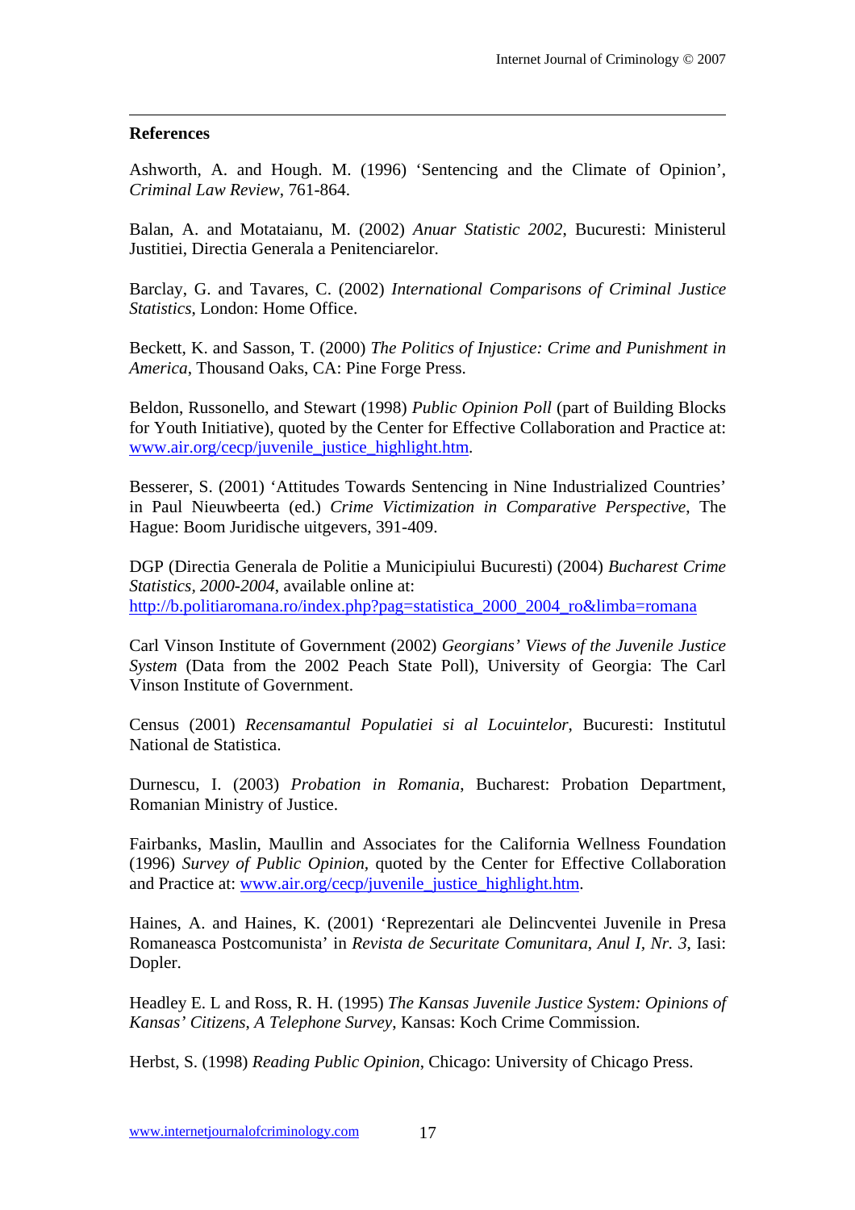## References

Ashworth, A. and Hough. M. (1996) 'Sentencing and the Climate of Opinion', *Criminal Law Review*, 761-864.

Balan, A. and Motataianu, M. (2002) *Anuar Statistic 2002*, Bucuresti: Ministerul Justitiei, Directia Generala a Penitenciarelor.

Barclay, G. and Tavares, C. (2002) *International Comparisons of Criminal Justice Statistics*, London: Home Office.

Beckett, K. and Sasson, T. (2000) *The Politics of Injustice: Crime and Punishment in America*, Thousand Oaks, CA: Pine Forge Press.

Beldon, Russonello, and Stewart (1998) *Public Opinion Poll* (part of Building Blocks for Youth Initiative), quoted by the Center for Effective Collaboration and Practice at: www.air.org/cecp/juvenile_justice_highlight.htm.

Besserer, S. (2001) 'Attitudes Towards Sentencing in Nine Industrialized Countries' in Paul Nieuwbeerta (ed.) *Crime Victimization in Comparative Perspective*, The Hague: Boom Juridische uitgevers, 391-409.

DGP (Directia Generala de Politie a Municipiului Bucuresti) (2004) *Bucharest Crime Statistics, 2000-2004*, available online at: http://b.politiaromana.ro/index.php?pag=statistica_2000_2004_ro&limba=romana

Carl Vinson Institute of Government (2002) *Georgians' Views of the Juvenile Justice System* (Data from the 2002 Peach State Poll), University of Georgia: The Carl Vinson Institute of Government.

Census (2001) *Recensamantul Populatiei si al Locuintelor*, Bucuresti: Institutul National de Statistica.

Durnescu, I. (2003) *Probation in Romania*, Bucharest: Probation Department, Romanian Ministry of Justice.

Fairbanks, Maslin, Maullin and Associates for the California Wellness Foundation (1996) *Survey of Public Opinion*, quoted by the Center for Effective Collaboration and Practice at: www.air.org/cecp/juvenile_justice_highlight.htm.

Haines, A. and Haines, K. (2001) 'Reprezentari ale Delincventei Juvenile in Presa Romaneasca Postcomunista' in *Revista de Securitate Comunitara, Anul I, Nr. 3*, Iasi: Dopler.

Headley E. L and Ross, R. H. (1995) *The Kansas Juvenile Justice System: Opinions of Kansas' Citizens, A Telephone Survey*, Kansas: Koch Crime Commission.

Herbst, S. (1998) *Reading Public Opinion*, Chicago: University of Chicago Press.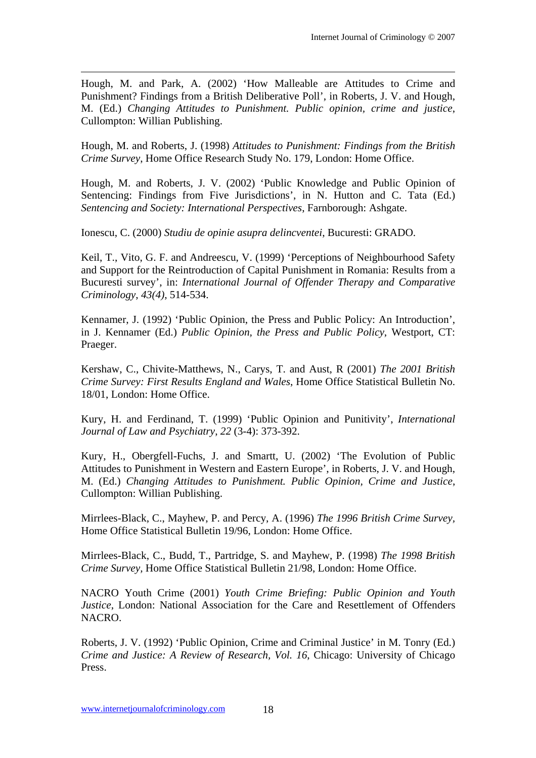Hough, M. and Park, A. (2002) 'How Malleable are Attitudes to Crime and Punishment? Findings from a British Deliberative Poll', in Roberts, J. V. and Hough, M. (Ed.) *Changing Attitudes to Punishment. Public opinion, crime and justice*, Cullompton: Willian Publishing.

Hough, M. and Roberts, J. (1998) *Attitudes to Punishment: Findings from the British Crime Survey*, Home Office Research Study No. 179, London: Home Office.

Hough, M. and Roberts, J. V. (2002) 'Public Knowledge and Public Opinion of Sentencing: Findings from Five Jurisdictions', in N. Hutton and C. Tata (Ed.) *Sentencing and Society: International Perspectives*, Farnborough: Ashgate.

Ionescu, C. (2000) *Studiu de opinie asupra delincventei*, Bucuresti: GRADO.

Keil, T., Vito, G. F. and Andreescu, V. (1999) 'Perceptions of Neighbourhood Safety and Support for the Reintroduction of Capital Punishment in Romania: Results from a Bucuresti survey', in: *International Journal of Offender Therapy and Comparative Criminology*, *43(4)*, 514-534.

Kennamer, J. (1992) 'Public Opinion, the Press and Public Policy: An Introduction', in J. Kennamer (Ed.) *Public Opinion, the Press and Public Policy*, Westport, CT: Praeger.

Kershaw, C., Chivite-Matthews, N., Carys, T. and Aust, R (2001) *The 2001 British Crime Survey: First Results England and Wales*, Home Office Statistical Bulletin No. 18/01, London: Home Office.

Kury, H. and Ferdinand, T. (1999) 'Public Opinion and Punitivity', *International Journal of Law and Psychiatry*, *22* (3-4): 373-392.

Kury, H., Obergfell-Fuchs, J. and Smartt, U. (2002) 'The Evolution of Public Attitudes to Punishment in Western and Eastern Europe', in Roberts, J. V. and Hough, M. (Ed.) *Changing Attitudes to Punishment. Public Opinion, Crime and Justice*, Cullompton: Willian Publishing.

Mirrlees-Black, C., Mayhew, P. and Percy, A. (1996) *The 1996 British Crime Survey*, Home Office Statistical Bulletin 19/96, London: Home Office.

Mirrlees-Black, C., Budd, T., Partridge, S. and Mayhew, P. (1998) *The 1998 British Crime Survey*, Home Office Statistical Bulletin 21/98, London: Home Office.

NACRO Youth Crime (2001) *Youth Crime Briefing: Public Opinion and Youth Justice*, London: National Association for the Care and Resettlement of Offenders NACRO.

Roberts, J. V. (1992) 'Public Opinion, Crime and Criminal Justice' in M. Tonry (Ed.) *Crime and Justice: A Review of Research, Vol. 16*, Chicago: University of Chicago Press.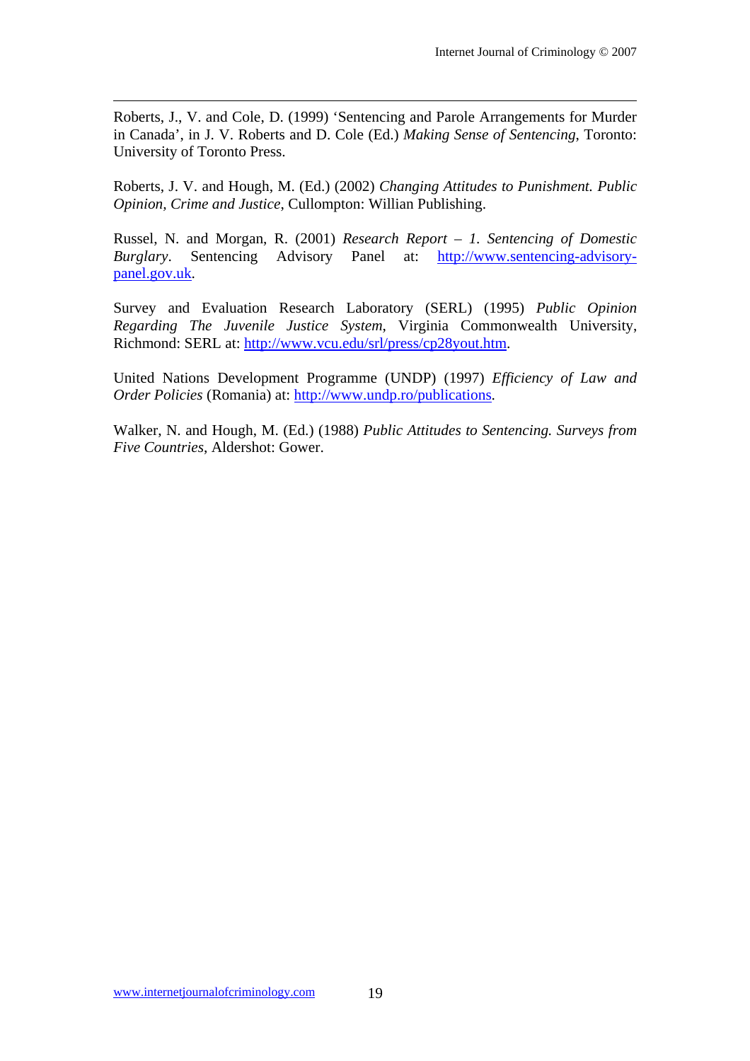Roberts, J., V. and Cole, D. (1999) 'Sentencing and Parole Arrangements for Murder in Canada', in J. V. Roberts and D. Cole (Ed.) *Making Sense of Sentencing*, Toronto: University of Toronto Press.

Roberts, J. V. and Hough, M. (Ed.) (2002) *Changing Attitudes to Punishment. Public Opinion, Crime and Justice*, Cullompton: Willian Publishing.

Russel, N. and Morgan, R. (2001) *Research Report – 1. Sentencing of Domestic Burglary*. Sentencing Advisory Panel at: http://www.sentencing-advisory-panel.gov.uk.

Survey and Evaluation Research Laboratory (SERL) (1995) *Public Opinion Regarding The Juvenile Justice System*, Virginia Commonwealth University, Richmond: SERL at: http://www.vcu.edu/srl/press/cp28yout.htm.

United Nations Development Programme (UNDP) (1997) *Efficiency of Law and Order Policies* (Romania) at: http://www.undp.ro/publications.

Walker, N. and Hough, M. (Ed.) (1988) *Public Attitudes to Sentencing. Surveys from Five Countries*, Aldershot: Gower.